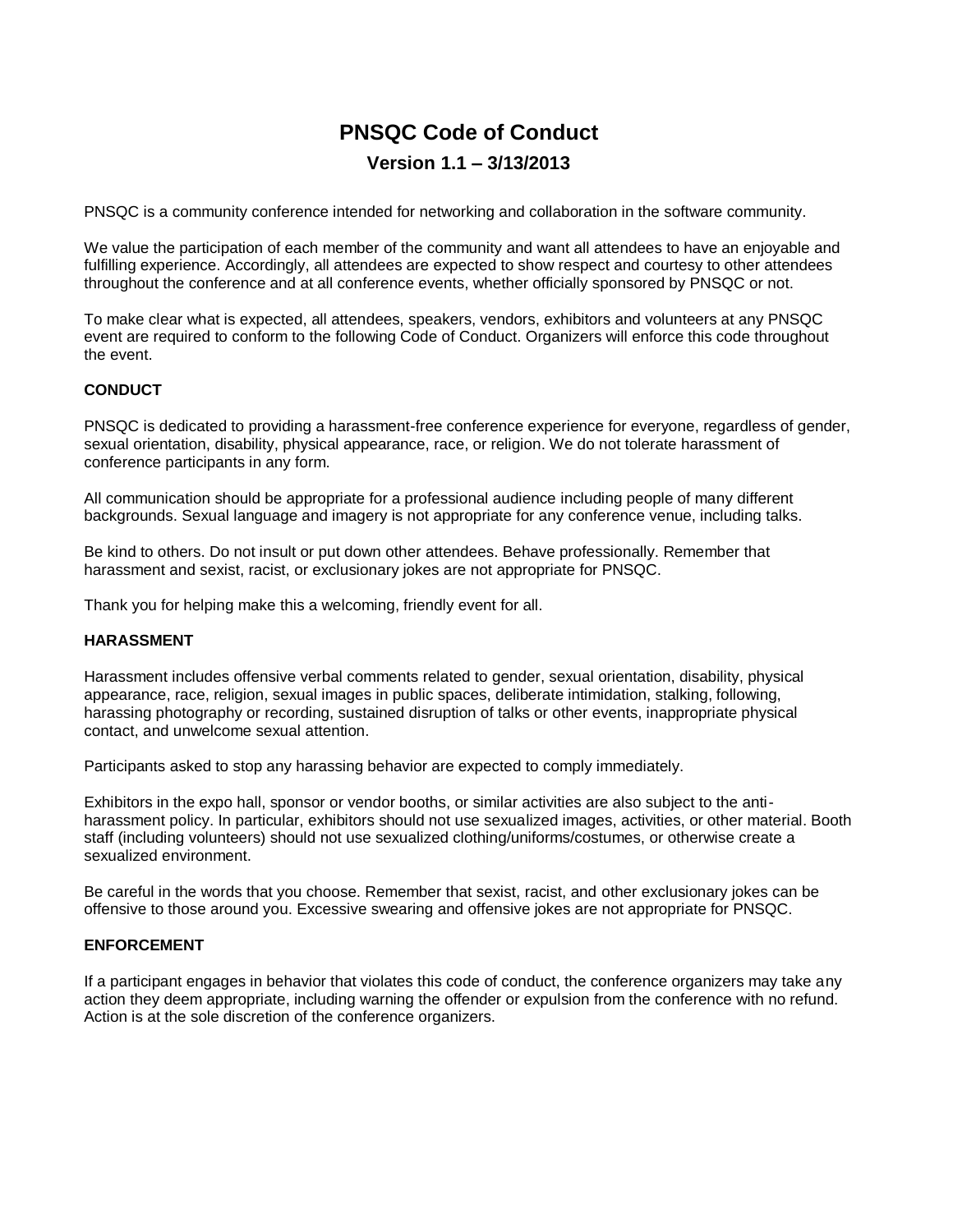# PNSQC Code of Conduct

## Version 1.1 – 3/13/2013

PNSQC is a community conference intended for networking and collaboration in the software community.

We value the participation of each member of the community and want all attendees to have an enjoyable and fulfilling experience. Accordingly, all attendees are expected to show respect and courtesy to other attendees throughout the conference and at all conference events, whether officially sponsored by PNSQC or not.

To make clear what is expected, all attendees, speakers, vendors, exhibitors and volunteers at any PNSQC event are required to conform to the following Code of Conduct. Organizers will enforce this code throughout the event.

**CONDUCT**

PNSQC is dedicated to providing a harassment-free conference experience for everyone, regardless of gender, sexual orientation, disability, physical appearance, race, or religion. We do not tolerate harassment of conference participants in any form.

All communication should be appropriate for a professional audience including people of many different backgrounds. Sexual language and imagery is not appropriate for any conference venue, including talks.

Be kind to others. Do not insult or put down other attendees. Behave professionally. Remember that harassment and sexist, racist, or exclusionary jokes are not appropriate for PNSQC.

Thank you for helping make this a welcoming, friendly event for all.

**HARASSMENT**

Harassment includes offensive verbal comments related to gender, sexual orientation, disability, physical appearance, race, religion, sexual images in public spaces, deliberate intimidation, stalking, following, harassing photography or recording, sustained disruption of talks or other events, inappropriate physical contact, and unwelcome sexual attention.

Participants asked to stop any harassing behavior are expected to comply immediately.

Exhibitors in the expo hall, sponsor or vendor booths, or similar activities are also subject to the anti-harassment policy. In particular, exhibitors should not use sexualized images, activities, or other material. Booth staff (including volunteers) should not use sexualized clothing/uniforms/costumes, or otherwise create a sexualized environment.

Be careful in the words that you choose. Remember that sexist, racist, and other exclusionary jokes can be offensive to those around you. Excessive swearing and offensive jokes are not appropriate for PNSQC.

**ENFORCEMENT**

If a participant engages in behavior that violates this code of conduct, the conference organizers may take any action they deem appropriate, including warning the offender or expulsion from the conference with no refund. Action is at the sole discretion of the conference organizers.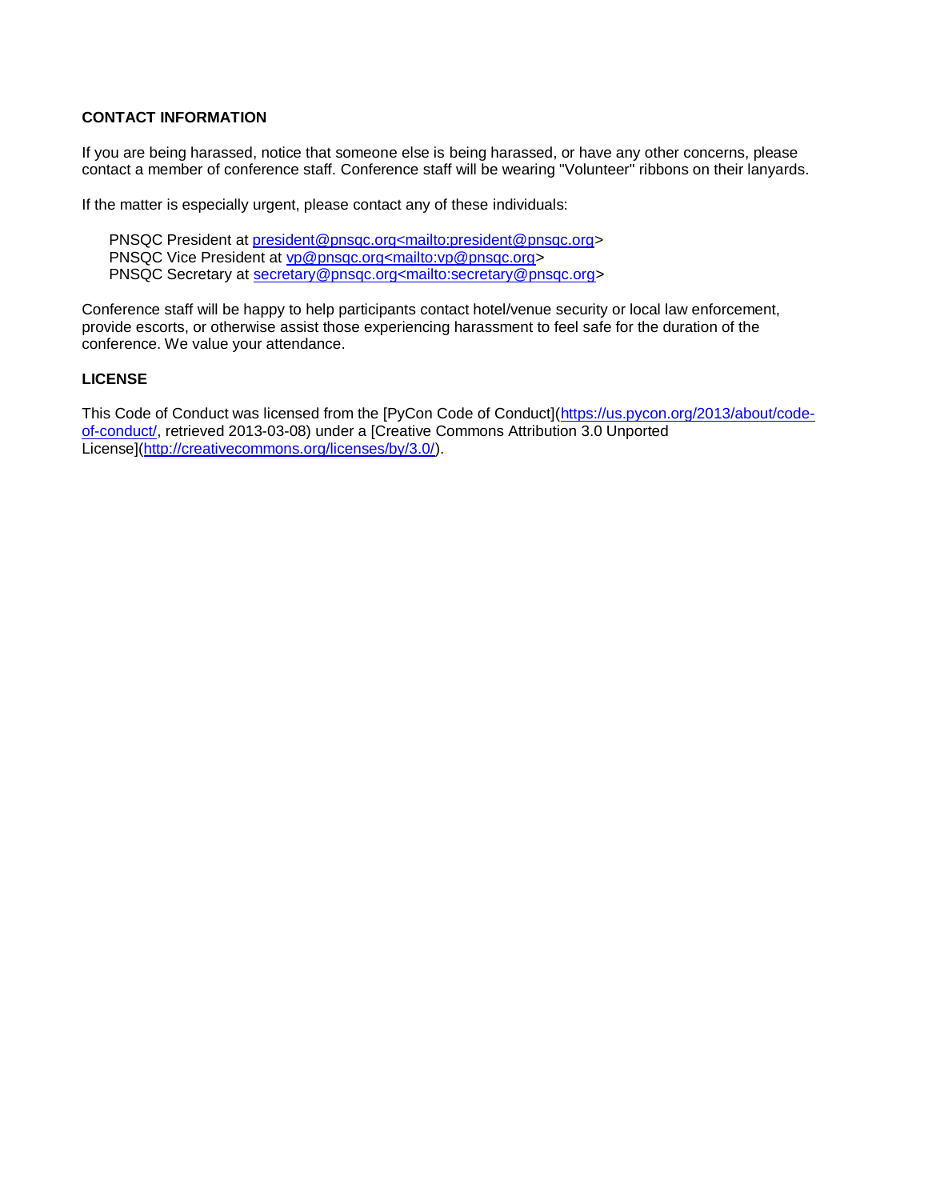**CONTACT INFORMATION**

If you are being harassed, notice that someone else is being harassed, or have any other concerns, please contact a member of conference staff. Conference staff will be wearing "Volunteer" ribbons on their lanyards.

If the matter is especially urgent, please contact any of these individuals:

PNSQC President at president@pnsqc.org<mailto:president@pnsqc.org>
PNSQC Vice President at vp@pnsqc.org<mailto:vp@pnsqc.org>
PNSQC Secretary at secretary@pnsqc.org<mailto:secretary@pnsqc.org>

Conference staff will be happy to help participants contact hotel/venue security or local law enforcement, provide escorts, or otherwise assist those experiencing harassment to feel safe for the duration of the conference. We value your attendance.

**LICENSE**

This Code of Conduct was licensed from the [PyCon Code of Conduct](https://us.pycon.org/2013/about/code-of-conduct/, retrieved 2013-03-08) under a [Creative Commons Attribution 3.0 Unported License](http://creativecommons.org/licenses/by/3.0/).